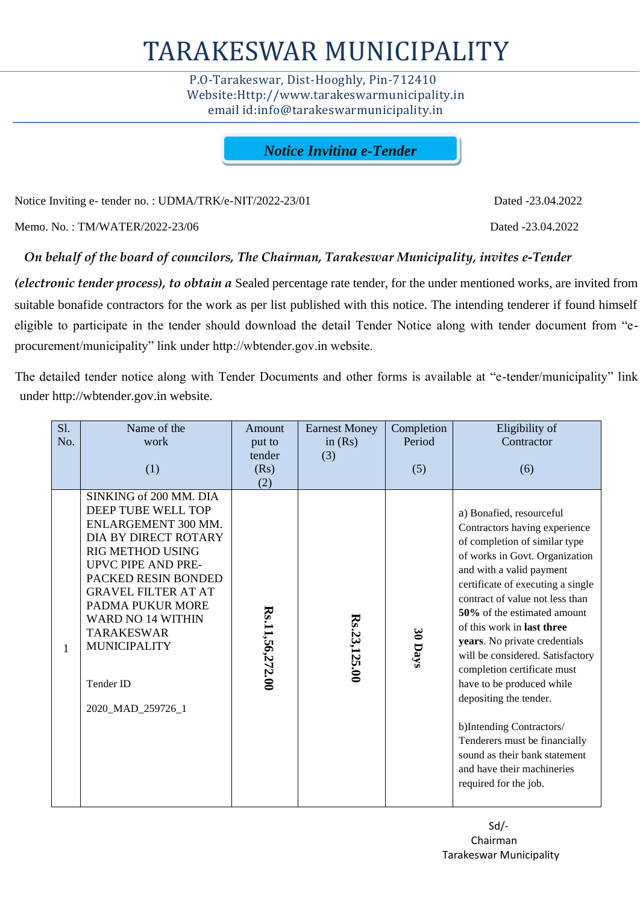# TARAKESWAR MUNICIPALITY

P.O-Tarakeswar, Dist-Hooghly, Pin-712410
Website:Http://www.tarakeswarmunicipality.in
email id:info@tarakeswarmunicipality.in

## *Notice Invitina e-Tender*

Notice Inviting e- tender no. : UDMA/TRK/e-NIT/2022-23/01 Dated -23.04.2022

Memo. No. : TM/WATER/2022-23/06 Dated -23.04.2022

***On behalf of the board of councilors, The Chairman, Tarakeswar Municipality, invites e-Tender (electronic tender process), to obtain a*** Sealed percentage rate tender, for the under mentioned works, are invited from suitable bonafide contractors for the work as per list published with this notice. The intending tenderer if found himself eligible to participate in the tender should download the detail Tender Notice along with tender document from "e-procurement/municipality" link under http://wbtender.gov.in website.

The detailed tender notice along with Tender Documents and other forms is available at "e-tender/municipality" link under http://wbtender.gov.in website.

| Sl. No. | Name of the work (1) | Amount put to tender (Rs) (2) | Earnest Money in (Rs) (3) | Completion Period (5) | Eligibility of Contractor (6) |
|---|---|---|---|---|---|
| 1 | SINKING of 200 MM. DIA DEEP TUBE WELL TOP ENLARGEMENT 300 MM. DIA BY DIRECT ROTARY RIG METHOD USING UPVC PIPE AND PRE-PACKED RESIN BONDED GRAVEL FILTER AT AT PADMA PUKUR MORE WARD NO 14 WITHIN TARAKESWAR MUNICIPALITY<br><br>Tender ID<br><br>2020_MAD_259726_1 | **Rs.11,56,272.00** | **Rs.23,125.00** | **30 Days** | a) Bonafied, resourceful Contractors having experience of completion of similar type of works in Govt. Organization and with a valid payment certificate of executing a single contract of value not less than **50%** of the estimated amount of this work in **last three years**. No private credentials will be considered. Satisfactory completion certificate must have to be produced while depositing the tender.<br><br>b)Intending Contractors/ Tenderers must be financially sound as their bank statement and have their machineries required for the job. |

Sd/-
Chairman
Tarakeswar Municipality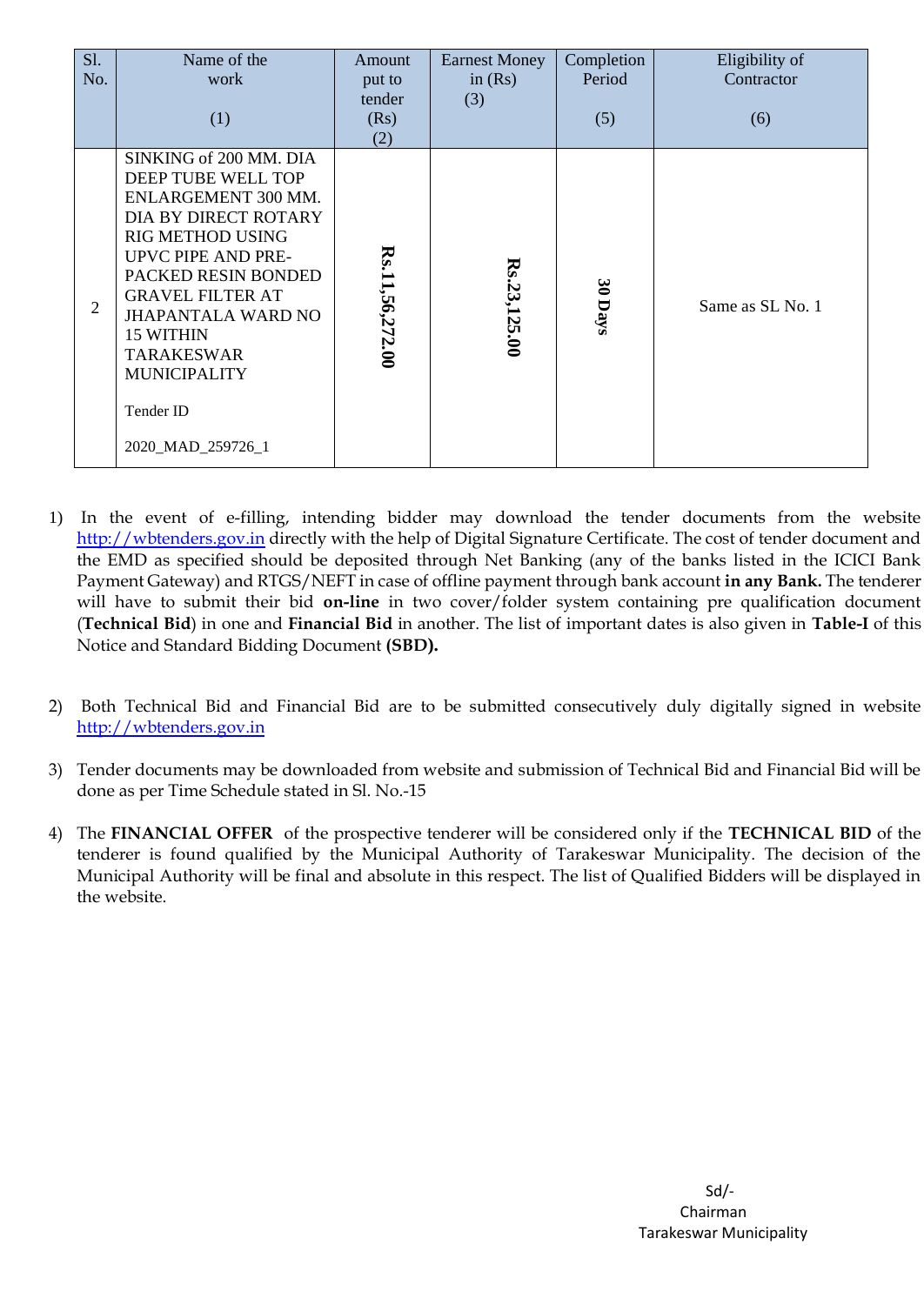| Sl. No. | Name of the work (1) | Amount put to tender (Rs) (2) | Earnest Money in (Rs) (3) | Completion Period (5) | Eligibility of Contractor (6) |
|---|---|---|---|---|---|
| 2 | SINKING of 200 MM. DIA DEEP TUBE WELL TOP ENLARGEMENT 300 MM. DIA BY DIRECT ROTARY RIG METHOD USING UPVC PIPE AND PRE-PACKED RESIN BONDED GRAVEL FILTER AT JHAPANTALA WARD NO 15 WITHIN TARAKESWAR MUNICIPALITY<br><br>Tender ID<br><br>2020_MAD_259726_1 | **Rs.11,56,272.00** | **Rs.23,125.00** | **30 Days** | Same as SL No. 1 |

1) In the event of e-filling, intending bidder may download the tender documents from the website http://wbtenders.gov.in directly with the help of Digital Signature Certificate. The cost of tender document and the EMD as specified should be deposited through Net Banking (any of the banks listed in the ICICI Bank Payment Gateway) and RTGS/NEFT in case of offline payment through bank account **in any Bank.** The tenderer will have to submit their bid **on-line** in two cover/folder system containing pre qualification document (**Technical Bid**) in one and **Financial Bid** in another. The list of important dates is also given in **Table-I** of this Notice and Standard Bidding Document **(SBD).**

2) Both Technical Bid and Financial Bid are to be submitted consecutively duly digitally signed in website http://wbtenders.gov.in

3) Tender documents may be downloaded from website and submission of Technical Bid and Financial Bid will be done as per Time Schedule stated in Sl. No.-15

4) The **FINANCIAL OFFER** of the prospective tenderer will be considered only if the **TECHNICAL BID** of the tenderer is found qualified by the Municipal Authority of Tarakeswar Municipality. The decision of the Municipal Authority will be final and absolute in this respect. The list of Qualified Bidders will be displayed in the website.

Sd/-
Chairman
Tarakeswar Municipality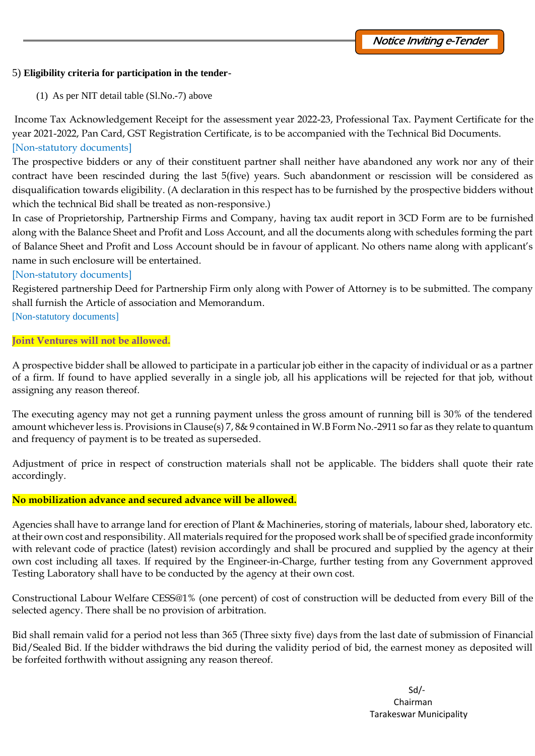5) **Eligibility criteria for participation in the tender-**

(1) As per NIT detail table (Sl.No.-7) above

Income Tax Acknowledgement Receipt for the assessment year 2022-23, Professional Tax. Payment Certificate for the year 2021-2022, Pan Card, GST Registration Certificate, is to be accompanied with the Technical Bid Documents.
[Non-statutory documents]

The prospective bidders or any of their constituent partner shall neither have abandoned any work nor any of their contract have been rescinded during the last 5(five) years. Such abandonment or rescission will be considered as disqualification towards eligibility. (A declaration in this respect has to be furnished by the prospective bidders without which the technical Bid shall be treated as non-responsive.)

In case of Proprietorship, Partnership Firms and Company, having tax audit report in 3CD Form are to be furnished along with the Balance Sheet and Profit and Loss Account, and all the documents along with schedules forming the part of Balance Sheet and Profit and Loss Account should be in favour of applicant. No others name along with applicant's name in such enclosure will be entertained.
[Non-statutory documents]

Registered partnership Deed for Partnership Firm only along with Power of Attorney is to be submitted. The company shall furnish the Article of association and Memorandum.
[Non-statutory documents]

**Joint Ventures will not be allowed.**

A prospective bidder shall be allowed to participate in a particular job either in the capacity of individual or as a partner of a firm. If found to have applied severally in a single job, all his applications will be rejected for that job, without assigning any reason thereof.

The executing agency may not get a running payment unless the gross amount of running bill is 30% of the tendered amount whichever less is. Provisions in Clause(s) 7, 8& 9 contained in W.B Form No.-2911 so far as they relate to quantum and frequency of payment is to be treated as superseded.

Adjustment of price in respect of construction materials shall not be applicable. The bidders shall quote their rate accordingly.

**No mobilization advance and secured advance will be allowed.**

Agencies shall have to arrange land for erection of Plant & Machineries, storing of materials, labour shed, laboratory etc. at their own cost and responsibility. All materials required for the proposed work shall be of specified grade inconformity with relevant code of practice (latest) revision accordingly and shall be procured and supplied by the agency at their own cost including all taxes. If required by the Engineer-in-Charge, further testing from any Government approved Testing Laboratory shall have to be conducted by the agency at their own cost.

Constructional Labour Welfare CESS@1% (one percent) of cost of construction will be deducted from every Bill of the selected agency. There shall be no provision of arbitration.

Bid shall remain valid for a period not less than 365 (Three sixty five) days from the last date of submission of Financial Bid/Sealed Bid. If the bidder withdraws the bid during the validity period of bid, the earnest money as deposited will be forfeited forthwith without assigning any reason thereof.

Sd/-
Chairman
Tarakeswar Municipality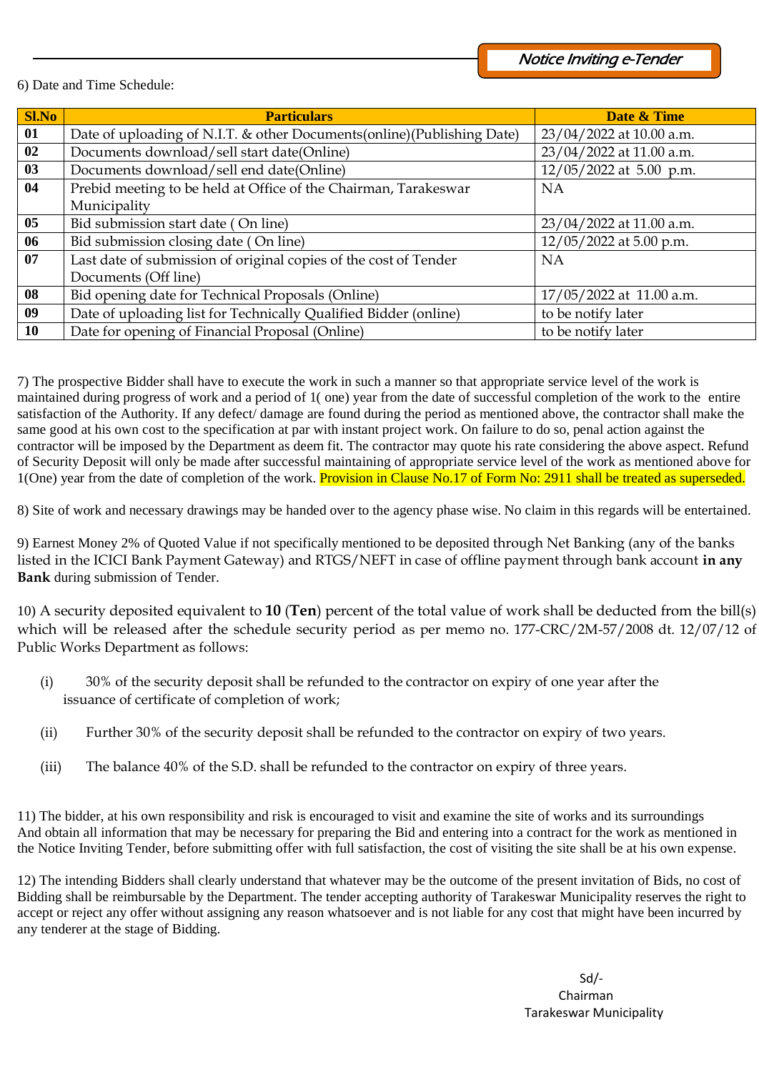Notice Inviting e-Tender

6) Date and Time Schedule:

| Sl.No | Particulars | Date & Time |
|---|---|---|
| 01 | Date of uploading of N.I.T. & other Documents(online)(Publishing Date) | 23/04/2022 at 10.00 a.m. |
| 02 | Documents download/sell start date(Online) | 23/04/2022 at 11.00 a.m. |
| 03 | Documents download/sell end date(Online) | 12/05/2022 at 5.00 p.m. |
| 04 | Prebid meeting to be held at Office of the Chairman, Tarakeswar Municipality | NA |
| 05 | Bid submission start date ( On line) | 23/04/2022 at 11.00 a.m. |
| 06 | Bid submission closing date ( On line) | 12/05/2022 at 5.00 p.m. |
| 07 | Last date of submission of original copies of the cost of Tender Documents (Off line) | NA |
| 08 | Bid opening date for Technical Proposals (Online) | 17/05/2022 at 11.00 a.m. |
| 09 | Date of uploading list for Technically Qualified Bidder (online) | to be notify later |
| 10 | Date for opening of Financial Proposal (Online) | to be notify later |

7) The prospective Bidder shall have to execute the work in such a manner so that appropriate service level of the work is maintained during progress of work and a period of 1( one) year from the date of successful completion of the work to the entire satisfaction of the Authority. If any defect/ damage are found during the period as mentioned above, the contractor shall make the same good at his own cost to the specification at par with instant project work. On failure to do so, penal action against the contractor will be imposed by the Department as deem fit. The contractor may quote his rate considering the above aspect. Refund of Security Deposit will only be made after successful maintaining of appropriate service level of the work as mentioned above for 1(One) year from the date of completion of the work. Provision in Clause No.17 of Form No: 2911 shall be treated as superseded.

8) Site of work and necessary drawings may be handed over to the agency phase wise. No claim in this regards will be entertained.

9) Earnest Money 2% of Quoted Value if not specifically mentioned to be deposited through Net Banking (any of the banks listed in the ICICI Bank Payment Gateway) and RTGS/NEFT in case of offline payment through bank account **in any Bank** during submission of Tender.

10) A security deposited equivalent to **10** (**Ten**) percent of the total value of work shall be deducted from the bill(s) which will be released after the schedule security period as per memo no. 177-CRC/2M-57/2008 dt. 12/07/12 of Public Works Department as follows:

(i) 30% of the security deposit shall be refunded to the contractor on expiry of one year after the issuance of certificate of completion of work;

(ii) Further 30% of the security deposit shall be refunded to the contractor on expiry of two years.

(iii) The balance 40% of the S.D. shall be refunded to the contractor on expiry of three years.

11) The bidder, at his own responsibility and risk is encouraged to visit and examine the site of works and its surroundings And obtain all information that may be necessary for preparing the Bid and entering into a contract for the work as mentioned in the Notice Inviting Tender, before submitting offer with full satisfaction, the cost of visiting the site shall be at his own expense.

12) The intending Bidders shall clearly understand that whatever may be the outcome of the present invitation of Bids, no cost of Bidding shall be reimbursable by the Department. The tender accepting authority of Tarakeswar Municipality reserves the right to accept or reject any offer without assigning any reason whatsoever and is not liable for any cost that might have been incurred by any tenderer at the stage of Bidding.

Sd/-
Chairman
Tarakeswar Municipality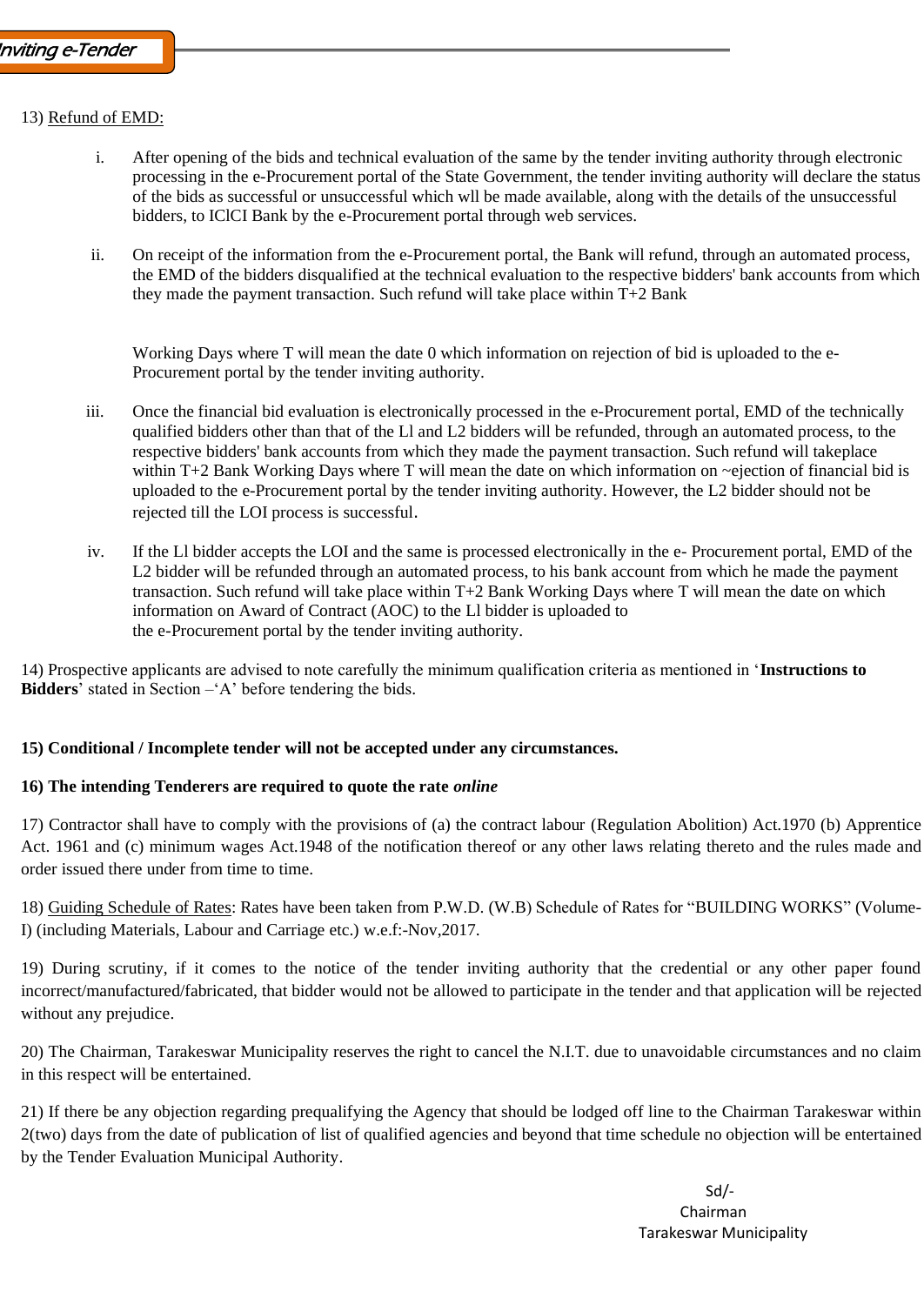13) Refund of EMD:

i. After opening of the bids and technical evaluation of the same by the tender inviting authority through electronic processing in the e-Procurement portal of the State Government, the tender inviting authority will declare the status of the bids as successful or unsuccessful which wll be made available, along with the details of the unsuccessful bidders, to IClCI Bank by the e-Procurement portal through web services.

ii. On receipt of the information from the e-Procurement portal, the Bank will refund, through an automated process, the EMD of the bidders disqualified at the technical evaluation to the respective bidders' bank accounts from which they made the payment transaction. Such refund will take place within T+2 Bank

Working Days where T will mean the date 0 which information on rejection of bid is uploaded to the e-Procurement portal by the tender inviting authority.

iii. Once the financial bid evaluation is electronically processed in the e-Procurement portal, EMD of the technically qualified bidders other than that of the Ll and L2 bidders will be refunded, through an automated process, to the respective bidders' bank accounts from which they made the payment transaction. Such refund will takeplace within T+2 Bank Working Days where T will mean the date on which information on ~ejection of financial bid is uploaded to the e-Procurement portal by the tender inviting authority. However, the L2 bidder should not be rejected till the LOI process is successful.

iv. If the Ll bidder accepts the LOI and the same is processed electronically in the e- Procurement portal, EMD of the L2 bidder will be refunded through an automated process, to his bank account from which he made the payment transaction. Such refund will take place within T+2 Bank Working Days where T will mean the date on which information on Award of Contract (AOC) to the Ll bidder is uploaded to the e-Procurement portal by the tender inviting authority.

14) Prospective applicants are advised to note carefully the minimum qualification criteria as mentioned in '**Instructions to Bidders**' stated in Section –'A' before tendering the bids.

**15) Conditional / Incomplete tender will not be accepted under any circumstances.**

**16) The intending Tenderers are required to quote the rate *online***

17) Contractor shall have to comply with the provisions of (a) the contract labour (Regulation Abolition) Act.1970 (b) Apprentice Act. 1961 and (c) minimum wages Act.1948 of the notification thereof or any other laws relating thereto and the rules made and order issued there under from time to time.

18) Guiding Schedule of Rates: Rates have been taken from P.W.D. (W.B) Schedule of Rates for "BUILDING WORKS" (Volume-I) (including Materials, Labour and Carriage etc.) w.e.f:-Nov,2017.

19) During scrutiny, if it comes to the notice of the tender inviting authority that the credential or any other paper found incorrect/manufactured/fabricated, that bidder would not be allowed to participate in the tender and that application will be rejected without any prejudice.

20) The Chairman, Tarakeswar Municipality reserves the right to cancel the N.I.T. due to unavoidable circumstances and no claim in this respect will be entertained.

21) If there be any objection regarding prequalifying the Agency that should be lodged off line to the Chairman Tarakeswar within 2(two) days from the date of publication of list of qualified agencies and beyond that time schedule no objection will be entertained by the Tender Evaluation Municipal Authority.

Sd/-
Chairman
Tarakeswar Municipality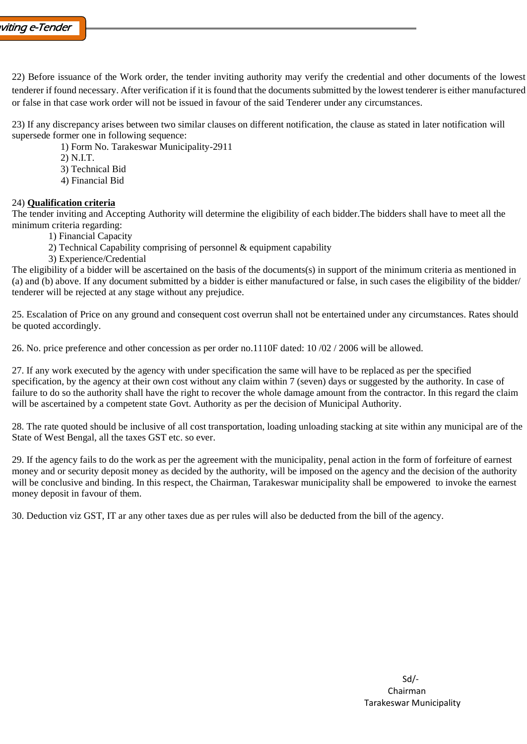22) Before issuance of the Work order, the tender inviting authority may verify the credential and other documents of the lowest tenderer if found necessary. After verification if it is found that the documents submitted by the lowest tenderer is either manufactured or false in that case work order will not be issued in favour of the said Tenderer under any circumstances.

23) If any discrepancy arises between two similar clauses on different notification, the clause as stated in later notification will supersede former one in following sequence:

1) Form No. Tarakeswar Municipality-2911
2) N.I.T.
3) Technical Bid
4) Financial Bid

24) **Qualification criteria**

The tender inviting and Accepting Authority will determine the eligibility of each bidder.The bidders shall have to meet all the minimum criteria regarding:

1) Financial Capacity
2) Technical Capability comprising of personnel & equipment capability
3) Experience/Credential

The eligibility of a bidder will be ascertained on the basis of the documents(s) in support of the minimum criteria as mentioned in (a) and (b) above. If any document submitted by a bidder is either manufactured or false, in such cases the eligibility of the bidder/ tenderer will be rejected at any stage without any prejudice.

25. Escalation of Price on any ground and consequent cost overrun shall not be entertained under any circumstances. Rates should be quoted accordingly.

26. No. price preference and other concession as per order no.1110F dated: 10 /02 / 2006 will be allowed.

27. If any work executed by the agency with under specification the same will have to be replaced as per the specified specification, by the agency at their own cost without any claim within 7 (seven) days or suggested by the authority. In case of failure to do so the authority shall have the right to recover the whole damage amount from the contractor. In this regard the claim will be ascertained by a competent state Govt. Authority as per the decision of Municipal Authority.

28. The rate quoted should be inclusive of all cost transportation, loading unloading stacking at site within any municipal are of the State of West Bengal, all the taxes GST etc. so ever.

29. If the agency fails to do the work as per the agreement with the municipality, penal action in the form of forfeiture of earnest money and or security deposit money as decided by the authority, will be imposed on the agency and the decision of the authority will be conclusive and binding. In this respect, the Chairman, Tarakeswar municipality shall be empowered to invoke the earnest money deposit in favour of them.

30. Deduction viz GST, IT ar any other taxes due as per rules will also be deducted from the bill of the agency.

Sd/-
Chairman
Tarakeswar Municipality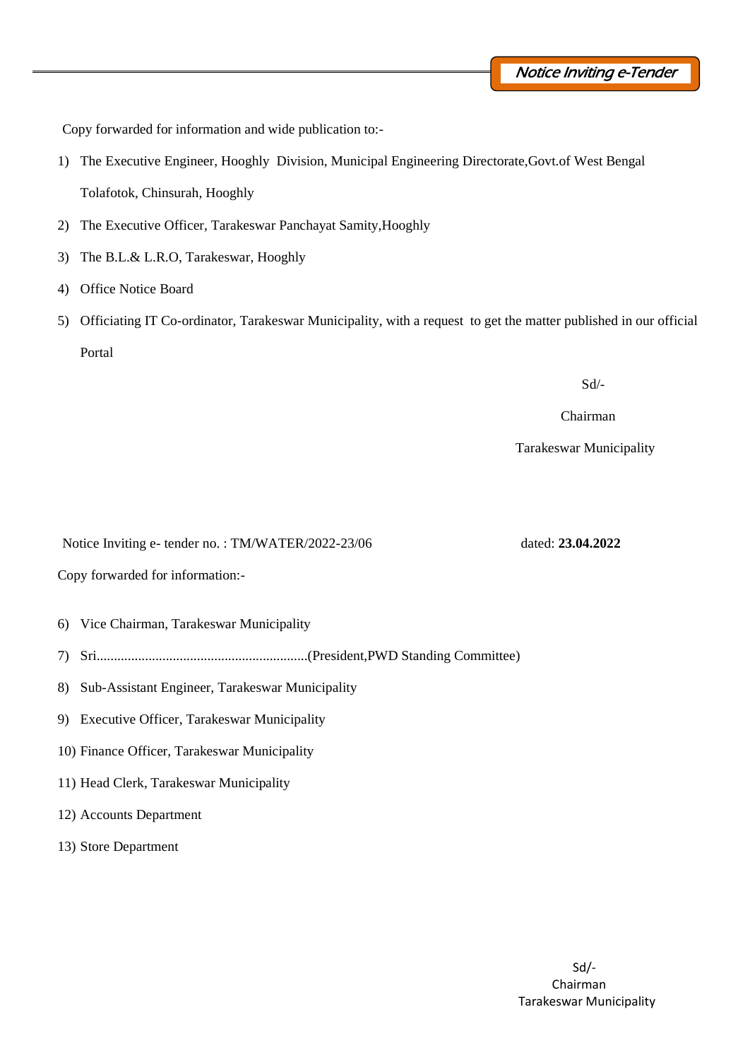Copy forwarded for information and wide publication to:-

1) The Executive Engineer, Hooghly Division, Municipal Engineering Directorate,Govt.of West Bengal Tolafotok, Chinsurah, Hooghly
2) The Executive Officer, Tarakeswar Panchayat Samity,Hooghly
3) The B.L.& L.R.O, Tarakeswar, Hooghly
4) Office Notice Board
5) Officiating IT Co-ordinator, Tarakeswar Municipality, with a request to get the matter published in our official Portal

Sd/-

Chairman

Tarakeswar Municipality

Notice Inviting e- tender no. : TM/WATER/2022-23/06 dated: **23.04.2022**

Copy forwarded for information:-

6) Vice Chairman, Tarakeswar Municipality
7) Sri............................................................(President,PWD Standing Committee)
8) Sub-Assistant Engineer, Tarakeswar Municipality
9) Executive Officer, Tarakeswar Municipality
10) Finance Officer, Tarakeswar Municipality
11) Head Clerk, Tarakeswar Municipality
12) Accounts Department
13) Store Department

Sd/-
Chairman
Tarakeswar Municipality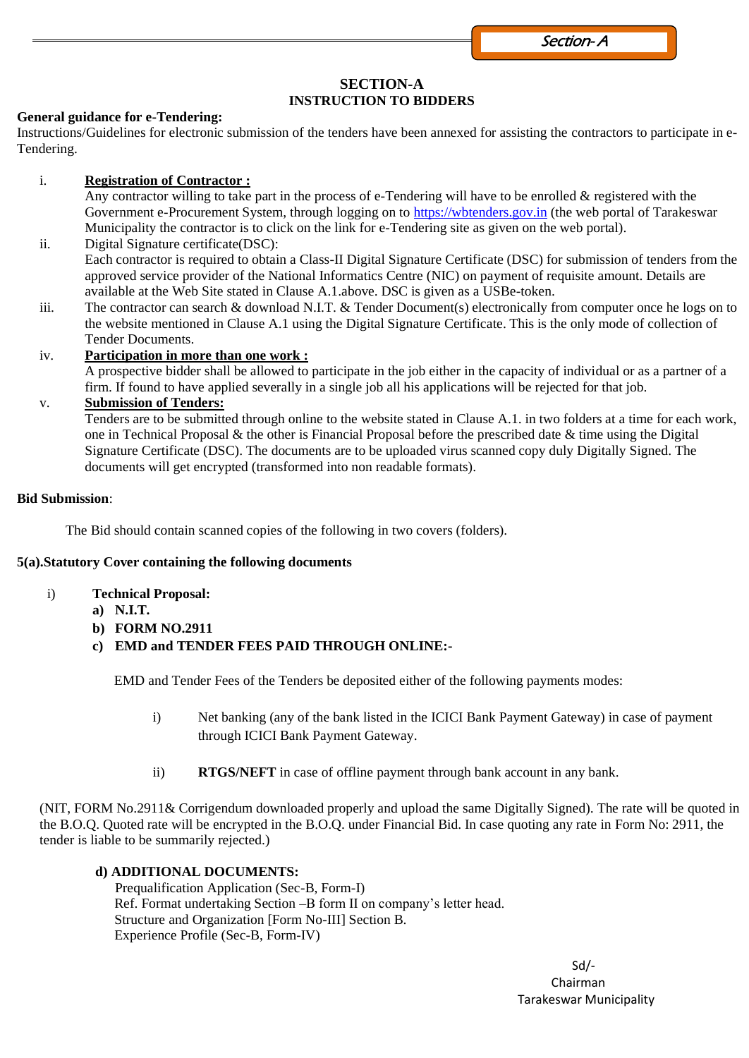## SECTION-A
## INSTRUCTION TO BIDDERS

**General guidance for e-Tendering:**

Instructions/Guidelines for electronic submission of the tenders have been annexed for assisting the contractors to participate in e-Tendering.

i. **Registration of Contractor :**
Any contractor willing to take part in the process of e-Tendering will have to be enrolled & registered with the Government e-Procurement System, through logging on to https://wbtenders.gov.in (the web portal of Tarakeswar Municipality the contractor is to click on the link for e-Tendering site as given on the web portal).

ii. Digital Signature certificate(DSC):
Each contractor is required to obtain a Class-II Digital Signature Certificate (DSC) for submission of tenders from the approved service provider of the National Informatics Centre (NIC) on payment of requisite amount. Details are available at the Web Site stated in Clause A.1.above. DSC is given as a USBe-token.

iii. The contractor can search & download N.I.T. & Tender Document(s) electronically from computer once he logs on to the website mentioned in Clause A.1 using the Digital Signature Certificate. This is the only mode of collection of Tender Documents.

iv. **Participation in more than one work :**
A prospective bidder shall be allowed to participate in the job either in the capacity of individual or as a partner of a firm. If found to have applied severally in a single job all his applications will be rejected for that job.

v. **Submission of Tenders:**
Tenders are to be submitted through online to the website stated in Clause A.1. in two folders at a time for each work, one in Technical Proposal & the other is Financial Proposal before the prescribed date & time using the Digital Signature Certificate (DSC). The documents are to be uploaded virus scanned copy duly Digitally Signed. The documents will get encrypted (transformed into non readable formats).

**Bid Submission**:

The Bid should contain scanned copies of the following in two covers (folders).

**5(a).Statutory Cover containing the following documents**

i) **Technical Proposal:**

**a) N.I.T.**

**b) FORM NO.2911**

**c) EMD and TENDER FEES PAID THROUGH ONLINE:-**

EMD and Tender Fees of the Tenders be deposited either of the following payments modes:

i) Net banking (any of the bank listed in the ICICI Bank Payment Gateway) in case of payment through ICICI Bank Payment Gateway.

ii) **RTGS/NEFT** in case of offline payment through bank account in any bank.

(NIT, FORM No.2911& Corrigendum downloaded properly and upload the same Digitally Signed). The rate will be quoted in the B.O.Q. Quoted rate will be encrypted in the B.O.Q. under Financial Bid. In case quoting any rate in Form No: 2911, the tender is liable to be summarily rejected.)

**d) ADDITIONAL DOCUMENTS:**

Prequalification Application (Sec-B, Form-I)
Ref. Format undertaking Section –B form II on company's letter head.
Structure and Organization [Form No-III] Section B.
Experience Profile (Sec-B, Form-IV)

Sd/-
Chairman
Tarakeswar Municipality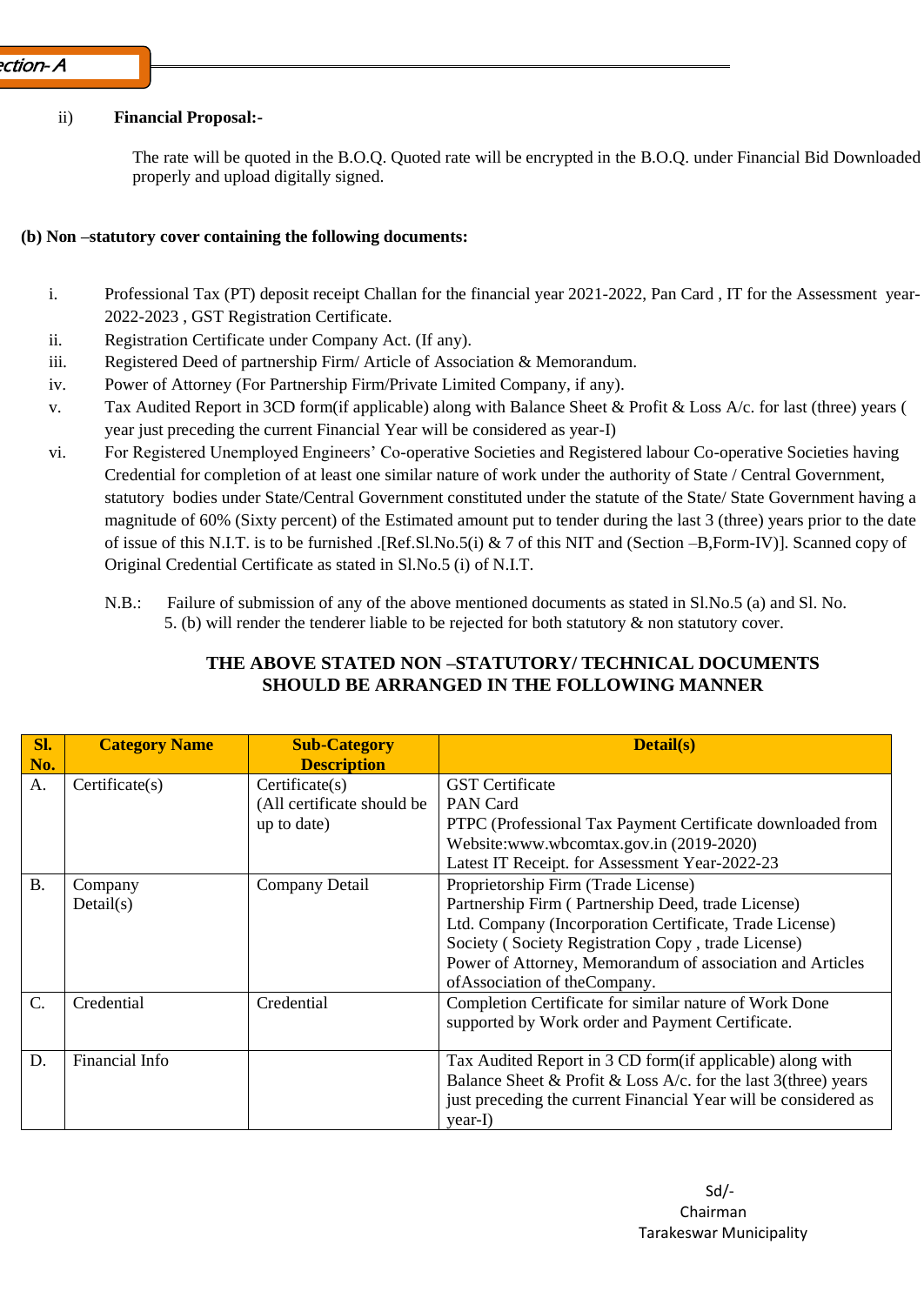ii) **Financial Proposal:-**

The rate will be quoted in the B.O.Q. Quoted rate will be encrypted in the B.O.Q. under Financial Bid Downloaded properly and upload digitally signed.

**(b) Non –statutory cover containing the following documents:**

i. Professional Tax (PT) deposit receipt Challan for the financial year 2021-2022, Pan Card , IT for the Assessment year-2022-2023 , GST Registration Certificate.

ii. Registration Certificate under Company Act. (If any).

iii. Registered Deed of partnership Firm/ Article of Association & Memorandum.

iv. Power of Attorney (For Partnership Firm/Private Limited Company, if any).

v. Tax Audited Report in 3CD form(if applicable) along with Balance Sheet & Profit & Loss A/c. for last (three) years ( year just preceding the current Financial Year will be considered as year-I)

vi. For Registered Unemployed Engineers' Co-operative Societies and Registered labour Co-operative Societies having Credential for completion of at least one similar nature of work under the authority of State / Central Government, statutory bodies under State/Central Government constituted under the statute of the State/ State Government having a magnitude of 60% (Sixty percent) of the Estimated amount put to tender during the last 3 (three) years prior to the date of issue of this N.I.T. is to be furnished .[Ref.Sl.No.5(i) & 7 of this NIT and (Section –B,Form-IV)]. Scanned copy of Original Credential Certificate as stated in Sl.No.5 (i) of N.I.T.

N.B.: Failure of submission of any of the above mentioned documents as stated in Sl.No.5 (a) and Sl. No. 5. (b) will render the tenderer liable to be rejected for both statutory & non statutory cover.

**THE ABOVE STATED NON –STATUTORY/ TECHNICAL DOCUMENTS SHOULD BE ARRANGED IN THE FOLLOWING MANNER**

| Sl. No. | Category Name | Sub-Category Description | Detail(s) |
|---|---|---|---|
| A. | Certificate(s) | Certificate(s) (All certificate should be up to date) | GST Certificate<br>PAN Card<br>PTPC (Professional Tax Payment Certificate downloaded from Website:www.wbcomtax.gov.in (2019-2020)<br>Latest IT Receipt. for Assessment Year-2022-23 |
| B. | Company Detail(s) | Company Detail | Proprietorship Firm (Trade License)<br>Partnership Firm ( Partnership Deed, trade License)<br>Ltd. Company (Incorporation Certificate, Trade License)<br>Society ( Society Registration Copy , trade License)<br>Power of Attorney, Memorandum of association and Articles ofAssociation of theCompany. |
| C. | Credential | Credential | Completion Certificate for similar nature of Work Done supported by Work order and Payment Certificate. |
| D. | Financial Info | | Tax Audited Report in 3 CD form(if applicable) along with Balance Sheet & Profit & Loss A/c. for the last 3(three) years just preceding the current Financial Year will be considered as year-I) |

Sd/-
Chairman
Tarakeswar Municipality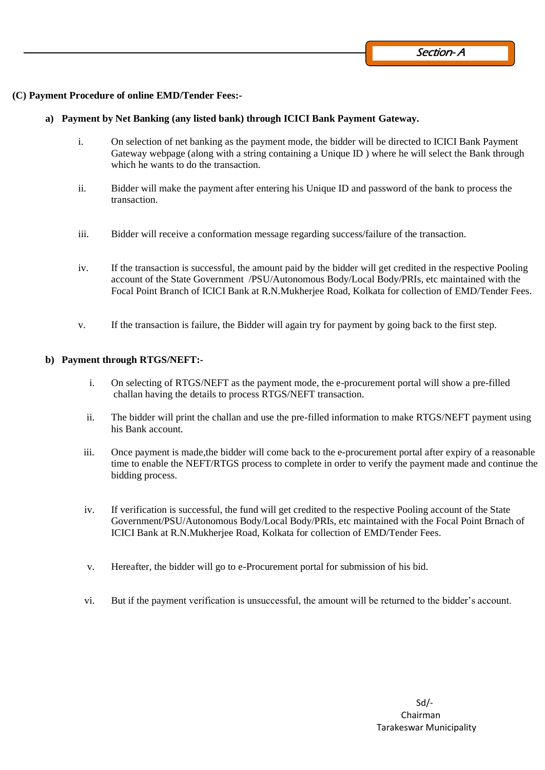**(C) Payment Procedure of online EMD/Tender Fees:-**

**a) Payment by Net Banking (any listed bank) through ICICI Bank Payment Gateway.**

i. On selection of net banking as the payment mode, the bidder will be directed to ICICI Bank Payment Gateway webpage (along with a string containing a Unique ID ) where he will select the Bank through which he wants to do the transaction.

ii. Bidder will make the payment after entering his Unique ID and password of the bank to process the transaction.

iii. Bidder will receive a conformation message regarding success/failure of the transaction.

iv. If the transaction is successful, the amount paid by the bidder will get credited in the respective Pooling account of the State Government /PSU/Autonomous Body/Local Body/PRIs, etc maintained with the Focal Point Branch of ICICI Bank at R.N.Mukherjee Road, Kolkata for collection of EMD/Tender Fees.

v. If the transaction is failure, the Bidder will again try for payment by going back to the first step.

**b) Payment through RTGS/NEFT:-**

i. On selecting of RTGS/NEFT as the payment mode, the e-procurement portal will show a pre-filled challan having the details to process RTGS/NEFT transaction.

ii. The bidder will print the challan and use the pre-filled information to make RTGS/NEFT payment using his Bank account.

iii. Once payment is made,the bidder will come back to the e-procurement portal after expiry of a reasonable time to enable the NEFT/RTGS process to complete in order to verify the payment made and continue the bidding process.

iv. If verification is successful, the fund will get credited to the respective Pooling account of the State Government/PSU/Autonomous Body/Local Body/PRIs, etc maintained with the Focal Point Brnach of ICICI Bank at R.N.Mukherjee Road, Kolkata for collection of EMD/Tender Fees.

v. Hereafter, the bidder will go to e-Procurement portal for submission of his bid.

vi. But if the payment verification is unsuccessful, the amount will be returned to the bidder's account.

Sd/-
Chairman
Tarakeswar Municipality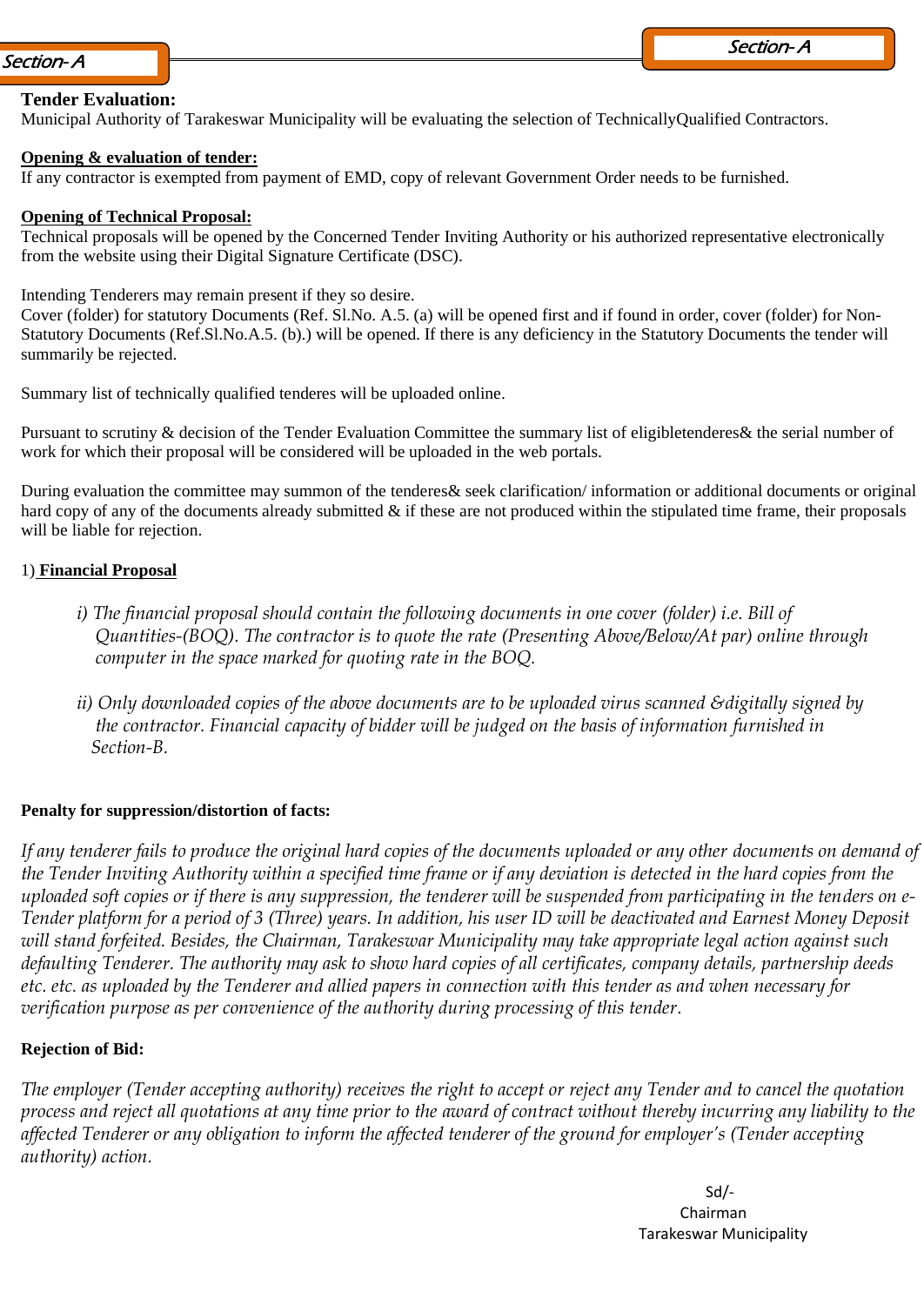**Tender Evaluation:**
Municipal Authority of Tarakeswar Municipality will be evaluating the selection of TechnicallyQualified Contractors.

**Opening & evaluation of tender:**
If any contractor is exempted from payment of EMD, copy of relevant Government Order needs to be furnished.

**Opening of Technical Proposal:**
Technical proposals will be opened by the Concerned Tender Inviting Authority or his authorized representative electronically from the website using their Digital Signature Certificate (DSC).

Intending Tenderers may remain present if they so desire.
Cover (folder) for statutory Documents (Ref. Sl.No. A.5. (a) will be opened first and if found in order, cover (folder) for Non-Statutory Documents (Ref.Sl.No.A.5. (b).) will be opened. If there is any deficiency in the Statutory Documents the tender will summarily be rejected.

Summary list of technically qualified tenderes will be uploaded online.

Pursuant to scrutiny & decision of the Tender Evaluation Committee the summary list of eligibletenderes& the serial number of work for which their proposal will be considered will be uploaded in the web portals.

During evaluation the committee may summon of the tenderes& seek clarification/ information or additional documents or original hard copy of any of the documents already submitted & if these are not produced within the stipulated time frame, their proposals will be liable for rejection.

1) **Financial Proposal**

*i) The financial proposal should contain the following documents in one cover (folder) i.e. Bill of Quantities-(BOQ). The contractor is to quote the rate (Presenting Above/Below/At par) online through computer in the space marked for quoting rate in the BOQ.*

*ii) Only downloaded copies of the above documents are to be uploaded virus scanned &digitally signed by the contractor. Financial capacity of bidder will be judged on the basis of information furnished in Section-B.*

**Penalty for suppression/distortion of facts:**

*If any tenderer fails to produce the original hard copies of the documents uploaded or any other documents on demand of the Tender Inviting Authority within a specified time frame or if any deviation is detected in the hard copies from the uploaded soft copies or if there is any suppression, the tenderer will be suspended from participating in the tenders on e-Tender platform for a period of 3 (Three) years. In addition, his user ID will be deactivated and Earnest Money Deposit will stand forfeited. Besides, the Chairman, Tarakeswar Municipality may take appropriate legal action against such defaulting Tenderer. The authority may ask to show hard copies of all certificates, company details, partnership deeds etc. etc. as uploaded by the Tenderer and allied papers in connection with this tender as and when necessary for verification purpose as per convenience of the authority during processing of this tender.*

**Rejection of Bid:**

*The employer (Tender accepting authority) receives the right to accept or reject any Tender and to cancel the quotation process and reject all quotations at any time prior to the award of contract without thereby incurring any liability to the affected Tenderer or any obligation to inform the affected tenderer of the ground for employer's (Tender accepting authority) action.*

Sd/-
Chairman
Tarakeswar Municipality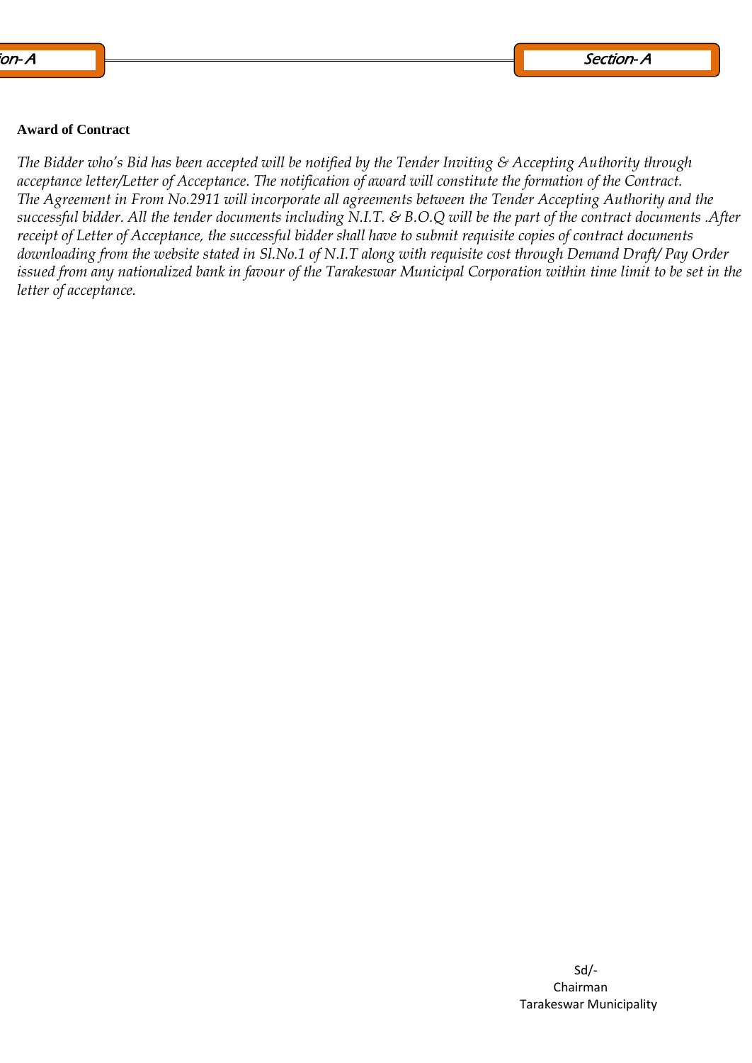**Award of Contract**

*The Bidder who's Bid has been accepted will be notified by the Tender Inviting & Accepting Authority through acceptance letter/Letter of Acceptance. The notification of award will constitute the formation of the Contract. The Agreement in From No.2911 will incorporate all agreements between the Tender Accepting Authority and the successful bidder. All the tender documents including N.I.T. & B.O.Q will be the part of the contract documents .After receipt of Letter of Acceptance, the successful bidder shall have to submit requisite copies of contract documents downloading from the website stated in Sl.No.1 of N.I.T along with requisite cost through Demand Draft/ Pay Order issued from any nationalized bank in favour of the Tarakeswar Municipal Corporation within time limit to be set in the letter of acceptance.*

Sd/-
Chairman
Tarakeswar Municipality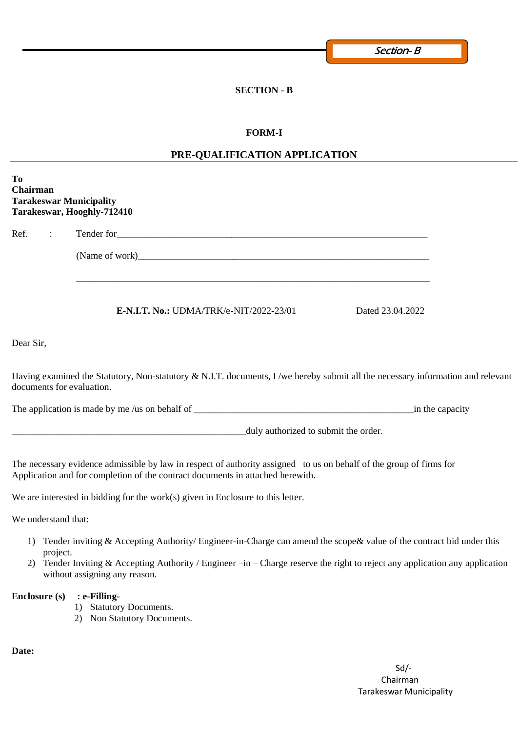Section- B

## SECTION - B

### FORM-I

### PRE-QUALIFICATION APPLICATION

**To**
**Chairman**
**Tarakeswar Municipality**
**Tarakeswar, Hooghly-712410**

Ref. : Tender for_____________________________________________________________________

(Name of work)_____________________________________________________________________

_____________________________________________________________________________

**E-N.I.T. No.:** UDMA/TRK/e-NIT/2022-23/01 Dated 23.04.2022

Dear Sir,

Having examined the Statutory, Non-statutory & N.I.T. documents, I /we hereby submit all the necessary information and relevant documents for evaluation.

The application is made by me /us on behalf of _______________________________________________in the capacity

__________________________________________________duly authorized to submit the order.

The necessary evidence admissible by law in respect of authority assigned to us on behalf of the group of firms for Application and for completion of the contract documents in attached herewith.

We are interested in bidding for the work(s) given in Enclosure to this letter.

We understand that:

1) Tender inviting & Accepting Authority/ Engineer-in-Charge can amend the scope& value of the contract bid under this project.
2) Tender Inviting & Accepting Authority / Engineer –in – Charge reserve the right to reject any application any application without assigning any reason.

**Enclosure (s) : e-Filling-**

1) Statutory Documents.
2) Non Statutory Documents.

**Date:**

Sd/-
Chairman
Tarakeswar Municipality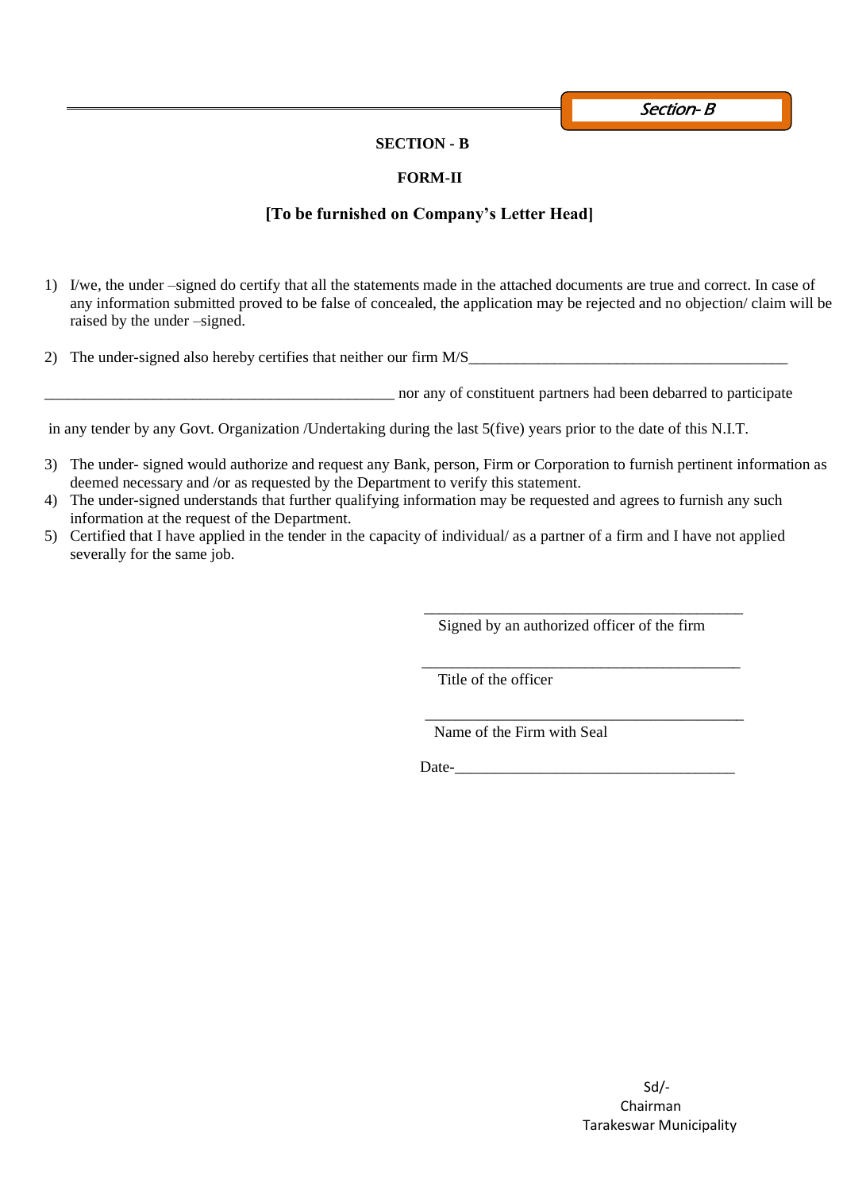Section- B

**SECTION - B**

**FORM-II**

**[To be furnished on Company's Letter Head]**

1) I/we, the under –signed do certify that all the statements made in the attached documents are true and correct. In case of any information submitted proved to be false of concealed, the application may be rejected and no objection/ claim will be raised by the under –signed.

2) The under-signed also hereby certifies that neither our firm M/S_________________________________________

_______________________________________________ nor any of constituent partners had been debarred to participate

in any tender by any Govt. Organization /Undertaking during the last 5(five) years prior to the date of this N.I.T.

3) The under- signed would authorize and request any Bank, person, Firm or Corporation to furnish pertinent information as deemed necessary and /or as requested by the Department to verify this statement.
4) The under-signed understands that further qualifying information may be requested and agrees to furnish any such information at the request of the Department.
5) Certified that I have applied in the tender in the capacity of individual/ as a partner of a firm and I have not applied severally for the same job.

__________________________________________
Signed by an authorized officer of the firm

__________________________________________
Title of the officer

__________________________________________
Name of the Firm with Seal

Date-_____________________________________

Sd/-
Chairman
Tarakeswar Municipality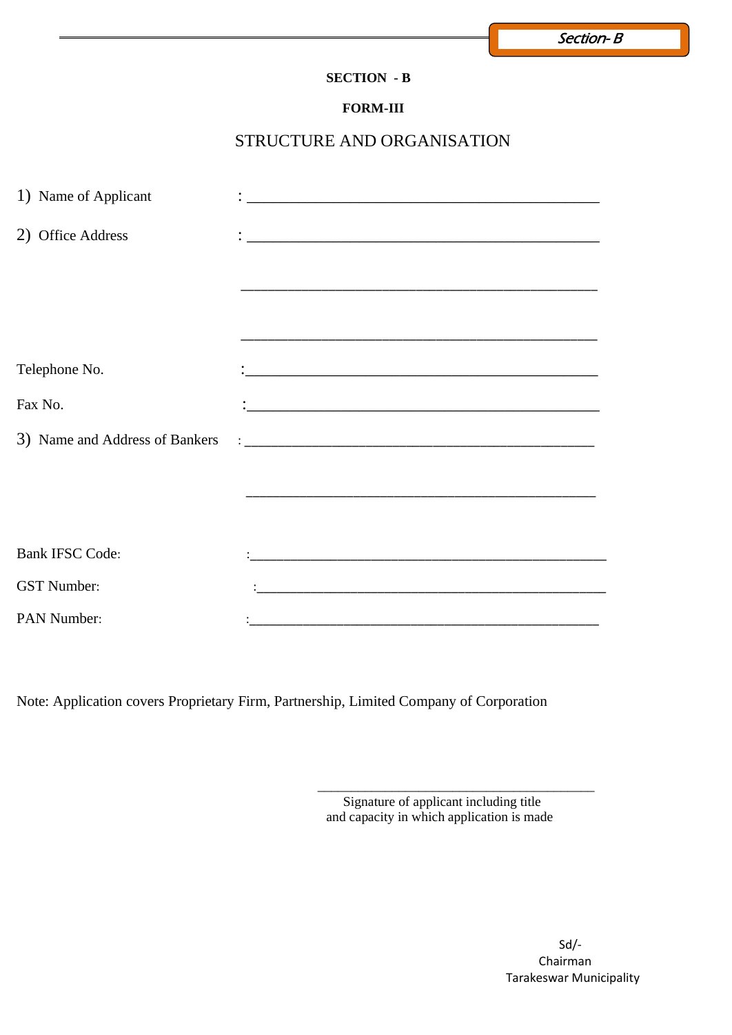Section- B

**SECTION - B**

**FORM-III**

## STRUCTURE AND ORGANISATION

1) Name of Applicant : ______________________________________________

2) Office Address : ______________________________________________

______________________________________________

______________________________________________

Telephone No. :______________________________________________

Fax No. :______________________________________________

3) Name and Address of Bankers : ______________________________________________

______________________________________________

Bank IFSC Code: :______________________________________________

GST Number: :______________________________________________

PAN Number: :______________________________________________

Note: Application covers Proprietary Firm, Partnership, Limited Company of Corporation

______________________________________
Signature of applicant including title
and capacity in which application is made

Sd/-
Chairman
Tarakeswar Municipality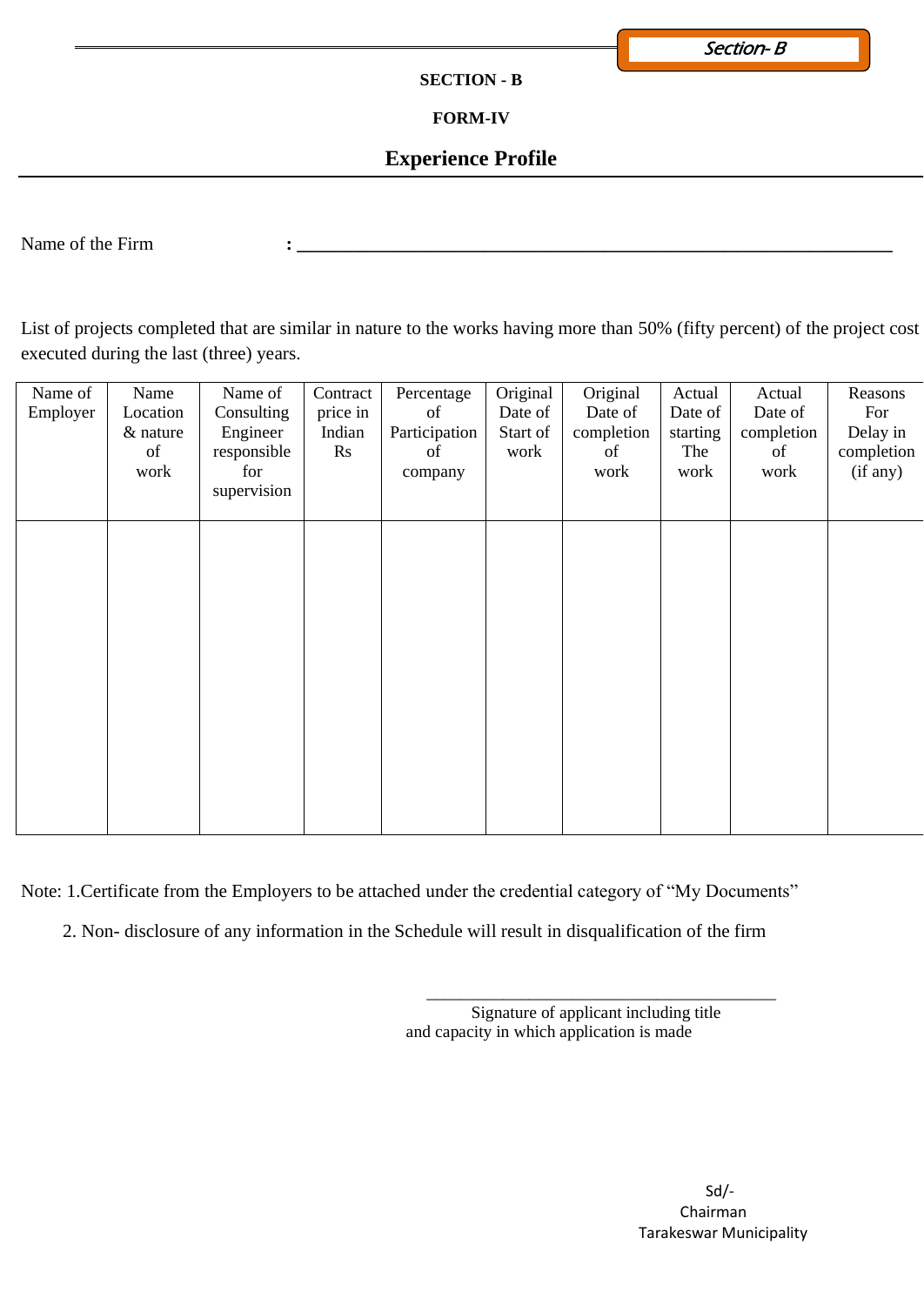Section- B

**SECTION - B**

**FORM-IV**

## Experience Profile

Name of the Firm : ____________________________________________

List of projects completed that are similar in nature to the works having more than 50% (fifty percent) of the project cost executed during the last (three) years.

| Name of Employer | Name Location & nature of work | Name of Consulting Engineer responsible for supervision | Contract price in Indian Rs | Percentage of Participation of company | Original Date of Start of work | Original Date of completion of work | Actual Date of starting The work | Actual Date of completion of work | Reasons For Delay in completion (if any) |
|---|---|---|---|---|---|---|---|---|---|
| | | | | | | | | | |

Note: 1.Certificate from the Employers to be attached under the credential category of "My Documents"

2. Non- disclosure of any information in the Schedule will result in disqualification of the firm

________________________________________

Signature of applicant including title and capacity in which application is made

Sd/-
Chairman
Tarakeswar Municipality